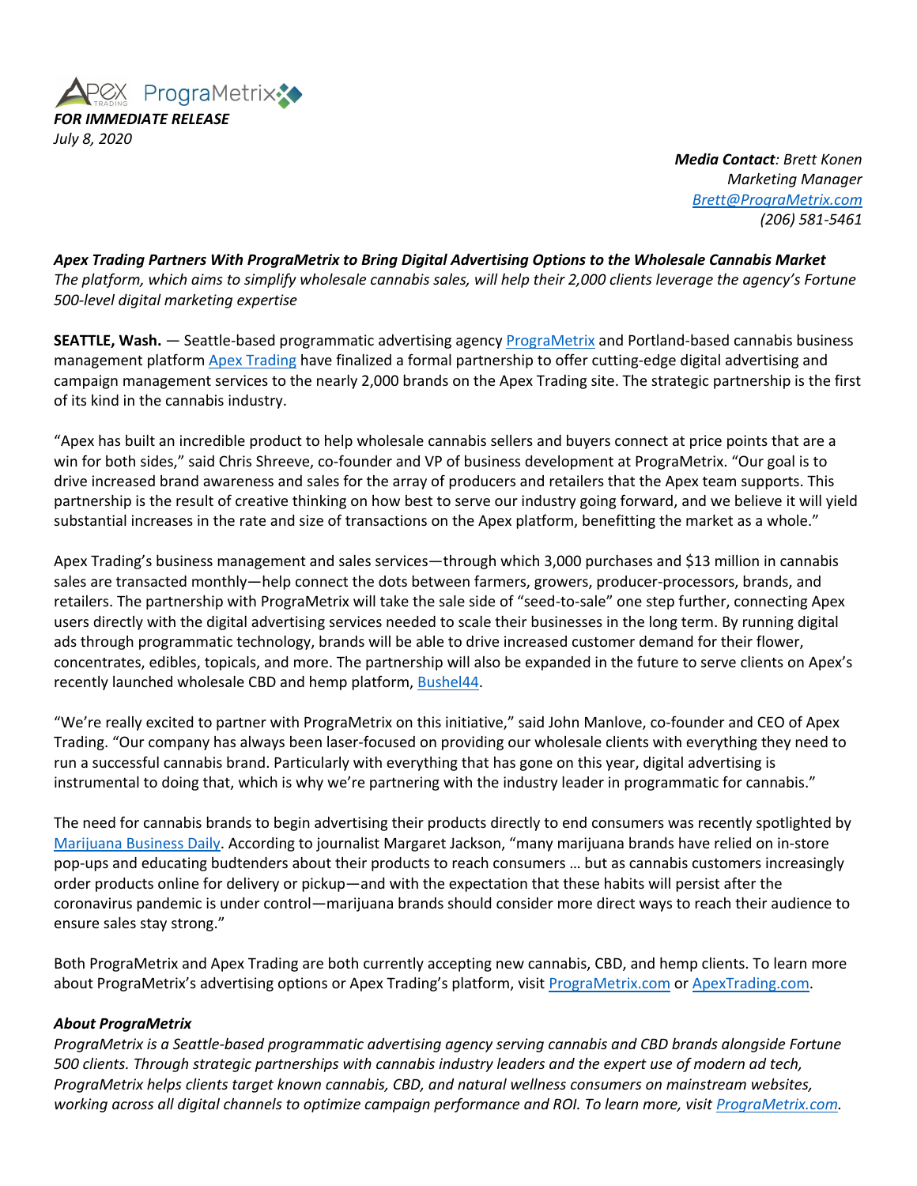***FOR IMMEDIATE RELEASE***
*July 8, 2020*

***Media Contact**: Brett Konen*
*Marketing Manager*
*Brett@PrograMetrix.com*
*(206) 581-5461*

***Apex Trading Partners With PrograMetrix to Bring Digital Advertising Options to the Wholesale Cannabis Market***
*The platform, which aims to simplify wholesale cannabis sales, will help their 2,000 clients leverage the agency's Fortune 500-level digital marketing expertise*

**SEATTLE, Wash.** — Seattle-based programmatic advertising agency PrograMetrix and Portland-based cannabis business management platform Apex Trading have finalized a formal partnership to offer cutting-edge digital advertising and campaign management services to the nearly 2,000 brands on the Apex Trading site. The strategic partnership is the first of its kind in the cannabis industry.

"Apex has built an incredible product to help wholesale cannabis sellers and buyers connect at price points that are a win for both sides," said Chris Shreeve, co-founder and VP of business development at PrograMetrix. "Our goal is to drive increased brand awareness and sales for the array of producers and retailers that the Apex team supports. This partnership is the result of creative thinking on how best to serve our industry going forward, and we believe it will yield substantial increases in the rate and size of transactions on the Apex platform, benefitting the market as a whole."

Apex Trading's business management and sales services—through which 3,000 purchases and $13 million in cannabis sales are transacted monthly—help connect the dots between farmers, growers, producer-processors, brands, and retailers. The partnership with PrograMetrix will take the sale side of "seed-to-sale" one step further, connecting Apex users directly with the digital advertising services needed to scale their businesses in the long term. By running digital ads through programmatic technology, brands will be able to drive increased customer demand for their flower, concentrates, edibles, topicals, and more. The partnership will also be expanded in the future to serve clients on Apex's recently launched wholesale CBD and hemp platform, Bushel44.

"We're really excited to partner with PrograMetrix on this initiative," said John Manlove, co-founder and CEO of Apex Trading. "Our company has always been laser-focused on providing our wholesale clients with everything they need to run a successful cannabis brand. Particularly with everything that has gone on this year, digital advertising is instrumental to doing that, which is why we're partnering with the industry leader in programmatic for cannabis."

The need for cannabis brands to begin advertising their products directly to end consumers was recently spotlighted by Marijuana Business Daily. According to journalist Margaret Jackson, "many marijuana brands have relied on in-store pop-ups and educating budtenders about their products to reach consumers … but as cannabis customers increasingly order products online for delivery or pickup—and with the expectation that these habits will persist after the coronavirus pandemic is under control—marijuana brands should consider more direct ways to reach their audience to ensure sales stay strong."

Both PrograMetrix and Apex Trading are both currently accepting new cannabis, CBD, and hemp clients. To learn more about PrograMetrix's advertising options or Apex Trading's platform, visit PrograMetrix.com or ApexTrading.com.

***About PrograMetrix***
*PrograMetrix is a Seattle-based programmatic advertising agency serving cannabis and CBD brands alongside Fortune 500 clients. Through strategic partnerships with cannabis industry leaders and the expert use of modern ad tech, PrograMetrix helps clients target known cannabis, CBD, and natural wellness consumers on mainstream websites, working across all digital channels to optimize campaign performance and ROI. To learn more, visit PrograMetrix.com.*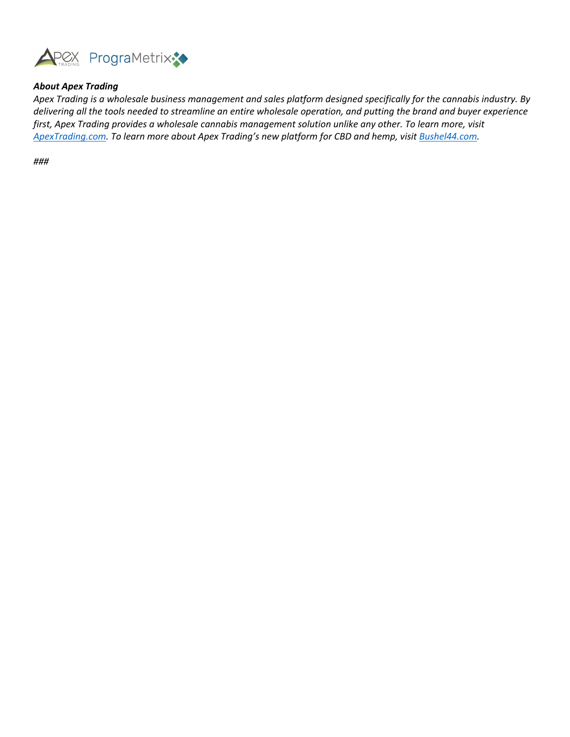***About Apex Trading***

*Apex Trading is a wholesale business management and sales platform designed specifically for the cannabis industry. By delivering all the tools needed to streamline an entire wholesale operation, and putting the brand and buyer experience first, Apex Trading provides a wholesale cannabis management solution unlike any other. To learn more, visit [ApexTrading.com](ApexTrading.com). To learn more about Apex Trading's new platform for CBD and hemp, visit [Bushel44.com](Bushel44.com).*

*###*